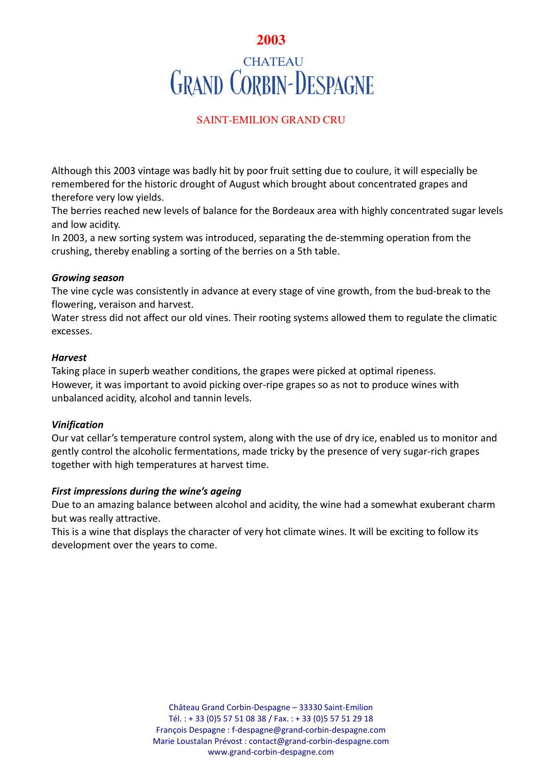# 2003

# CHATEAU GRAND CORBIN-DESPAGNE

## SAINT-EMILION GRAND CRU

Although this 2003 vintage was badly hit by poor fruit setting due to coulure, it will especially be remembered for the historic drought of August which brought about concentrated grapes and therefore very low yields.
The berries reached new levels of balance for the Bordeaux area with highly concentrated sugar levels and low acidity.
In 2003, a new sorting system was introduced, separating the de-stemming operation from the crushing, thereby enabling a sorting of the berries on a 5th table.

***Growing season***

The vine cycle was consistently in advance at every stage of vine growth, from the bud-break to the flowering, veraison and harvest.
Water stress did not affect our old vines. Their rooting systems allowed them to regulate the climatic excesses.

***Harvest***

Taking place in superb weather conditions, the grapes were picked at optimal ripeness.
However, it was important to avoid picking over-ripe grapes so as not to produce wines with unbalanced acidity, alcohol and tannin levels.

***Vinification***

Our vat cellar's temperature control system, along with the use of dry ice, enabled us to monitor and gently control the alcoholic fermentations, made tricky by the presence of very sugar-rich grapes together with high temperatures at harvest time.

***First impressions during the wine's ageing***

Due to an amazing balance between alcohol and acidity, the wine had a somewhat exuberant charm but was really attractive.
This is a wine that displays the character of very hot climate wines. It will be exciting to follow its development over the years to come.

Château Grand Corbin-Despagne – 33330 Saint-Emilion
Tél. : + 33 (0)5 57 51 08 38 / Fax. : + 33 (0)5 57 51 29 18
François Despagne : f-despagne@grand-corbin-despagne.com
Marie Loustalan Prévost : contact@grand-corbin-despagne.com
www.grand-corbin-despagne.com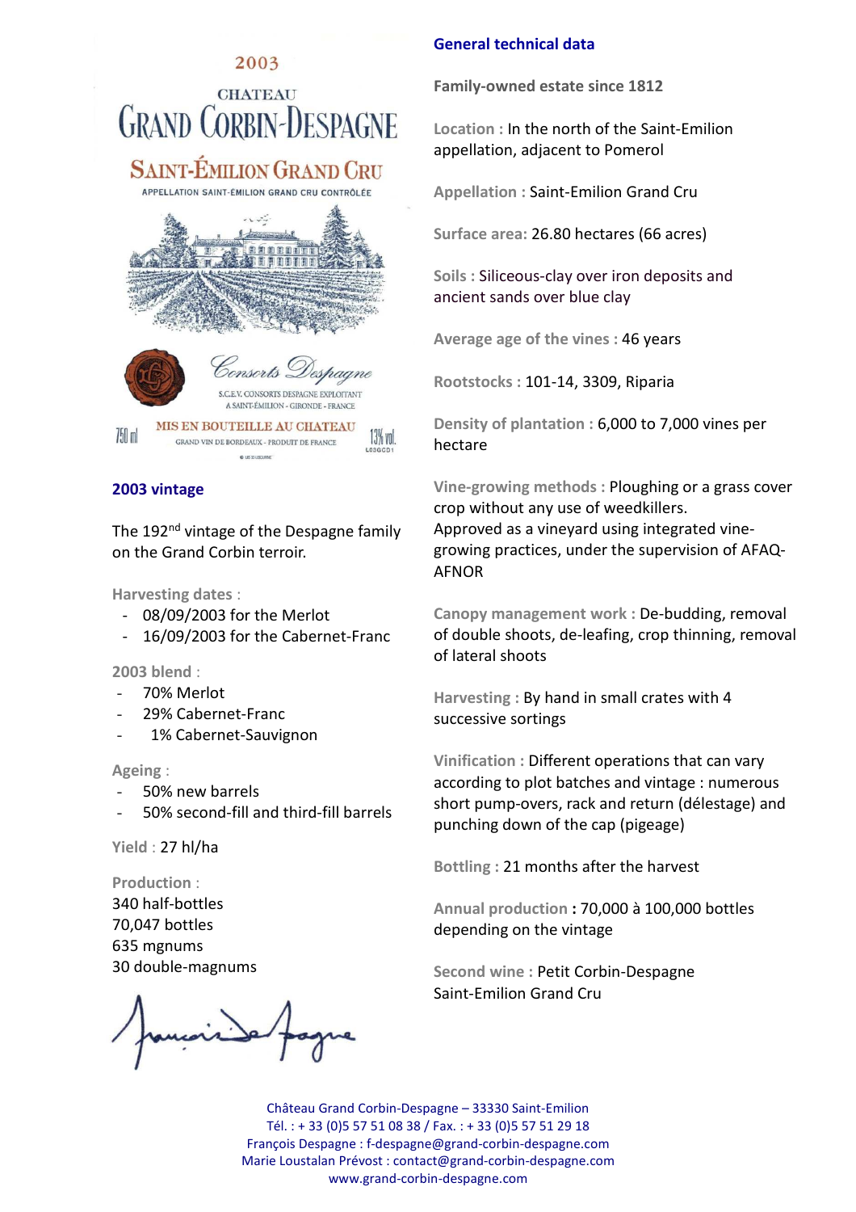2003

CHATEAU

GRAND CORBIN-DESPAGNE

SAINT-ÉMILION GRAND CRU

APPELLATION SAINT-ÉMILION GRAND CRU CONTRÔLÉE

Consorts Despagne

S.C.E.V. CONSORTS DESPAGNE EXPLOITANT
A SAINT-ÉMILION - GIRONDE - FRANCE

750 ml MIS EN BOUTEILLE AU CHATEAU 13% vol.

GRAND VIN DE BORDEAUX - PRODUIT DE FRANCE

## 2003 vintage

The 192nd vintage of the Despagne family on the Grand Corbin terroir.

**Harvesting dates** :

- 08/09/2003 for the Merlot
- 16/09/2003 for the Cabernet-Franc

**2003 blend** :

- 70% Merlot
- 29% Cabernet-Franc
- 1% Cabernet-Sauvignon

**Ageing** :

- 50% new barrels
- 50% second-fill and third-fill barrels

**Yield** : 27 hl/ha

**Production** :
340 half-bottles
70,047 bottles
635 mgnums
30 double-magnums

## General technical data

**Family-owned estate since 1812**

**Location :** In the north of the Saint-Emilion appellation, adjacent to Pomerol

**Appellation :** Saint-Emilion Grand Cru

**Surface area:** 26.80 hectares (66 acres)

**Soils :** Siliceous-clay over iron deposits and ancient sands over blue clay

**Average age of the vines :** 46 years

**Rootstocks :** 101-14, 3309, Riparia

**Density of plantation :** 6,000 to 7,000 vines per hectare

**Vine-growing methods :** Ploughing or a grass cover crop without any use of weedkillers.
Approved as a vineyard using integrated vine-growing practices, under the supervision of AFAQ-AFNOR

**Canopy management work :** De-budding, removal of double shoots, de-leafing, crop thinning, removal of lateral shoots

**Harvesting :** By hand in small crates with 4 successive sortings

**Vinification :** Different operations that can vary according to plot batches and vintage : numerous short pump-overs, rack and return (délestage) and punching down of the cap (pigeage)

**Bottling :** 21 months after the harvest

**Annual production :** 70,000 à 100,000 bottles depending on the vintage

**Second wine :** Petit Corbin-Despagne Saint-Emilion Grand Cru

Château Grand Corbin-Despagne – 33330 Saint-Emilion
Tél. : + 33 (0)5 57 51 08 38 / Fax. : + 33 (0)5 57 51 29 18
François Despagne : f-despagne@grand-corbin-despagne.com
Marie Loustalan Prévost : contact@grand-corbin-despagne.com
www.grand-corbin-despagne.com